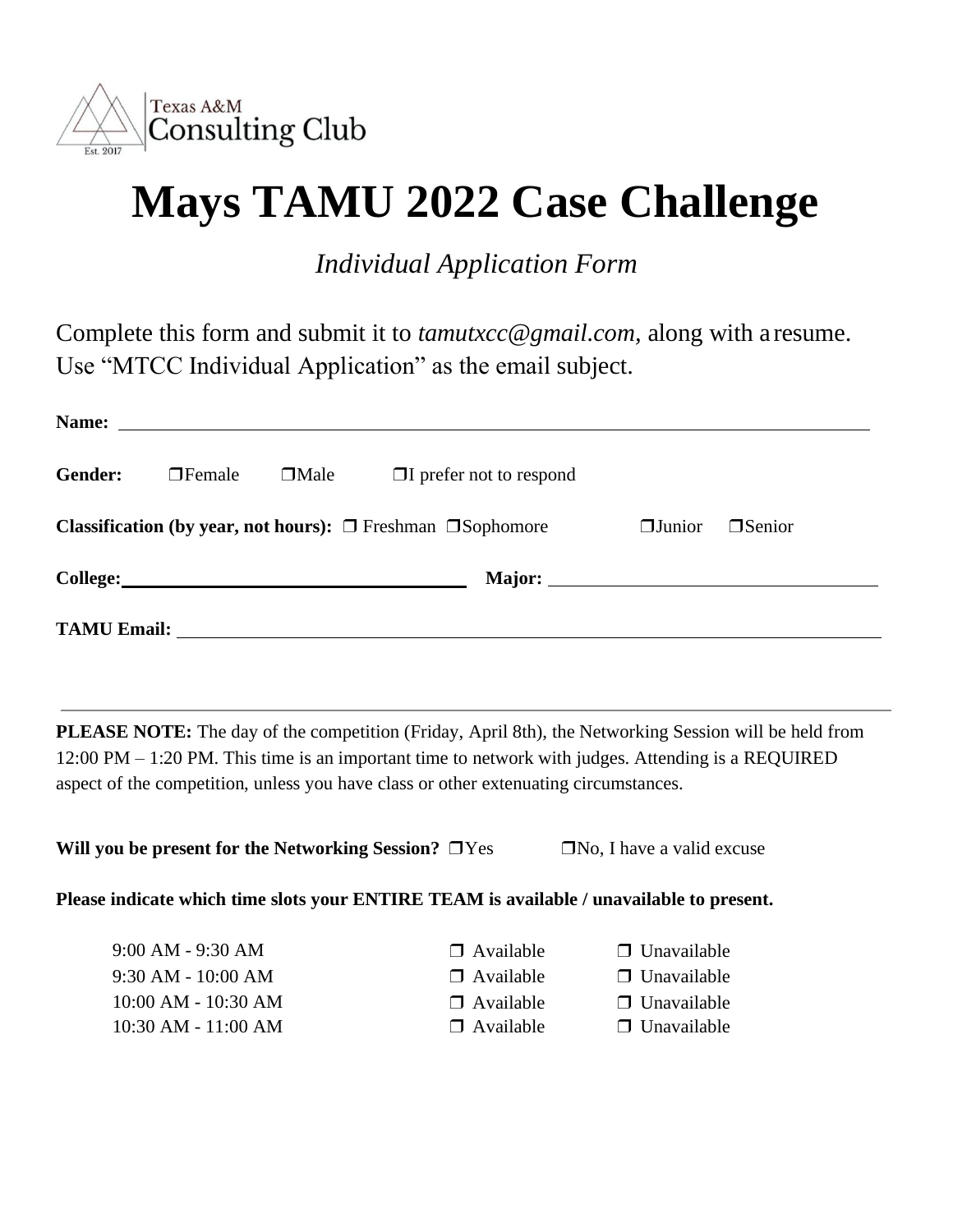Texas A&M Consulting Club

Est. 2017

# Mays TAMU 2022 Case Challenge

*Individual Application Form*

Complete this form and submit it to *tamutxcc@gmail.com*, along with a resume. Use "MTCC Individual Application" as the email subject.

**Name:** ____________________________________________

**Gender:** ❒Female ❒Male ❒I prefer not to respond

**Classification (by year, not hours):** ❒ Freshman ❒Sophomore ❒Junior ❒Senior

**College:** ____________________ **Major:** ____________________

**TAMU Email:** ____________________________________________

---

**PLEASE NOTE:** The day of the competition (Friday, April 8th), the Networking Session will be held from 12:00 PM – 1:20 PM. This time is an important time to network with judges. Attending is a REQUIRED aspect of the competition, unless you have class or other extenuating circumstances.

**Will you be present for the Networking Session?** ❒Yes ❒No, I have a valid excuse

**Please indicate which time slots your ENTIRE TEAM is available / unavailable to present.**

| Time Slot | | |
|---|---|---|
| 9:00 AM - 9:30 AM | ❒ Available | ❒ Unavailable |
| 9:30 AM - 10:00 AM | ❒ Available | ❒ Unavailable |
| 10:00 AM - 10:30 AM | ❒ Available | ❒ Unavailable |
| 10:30 AM - 11:00 AM | ❒ Available | ❒ Unavailable |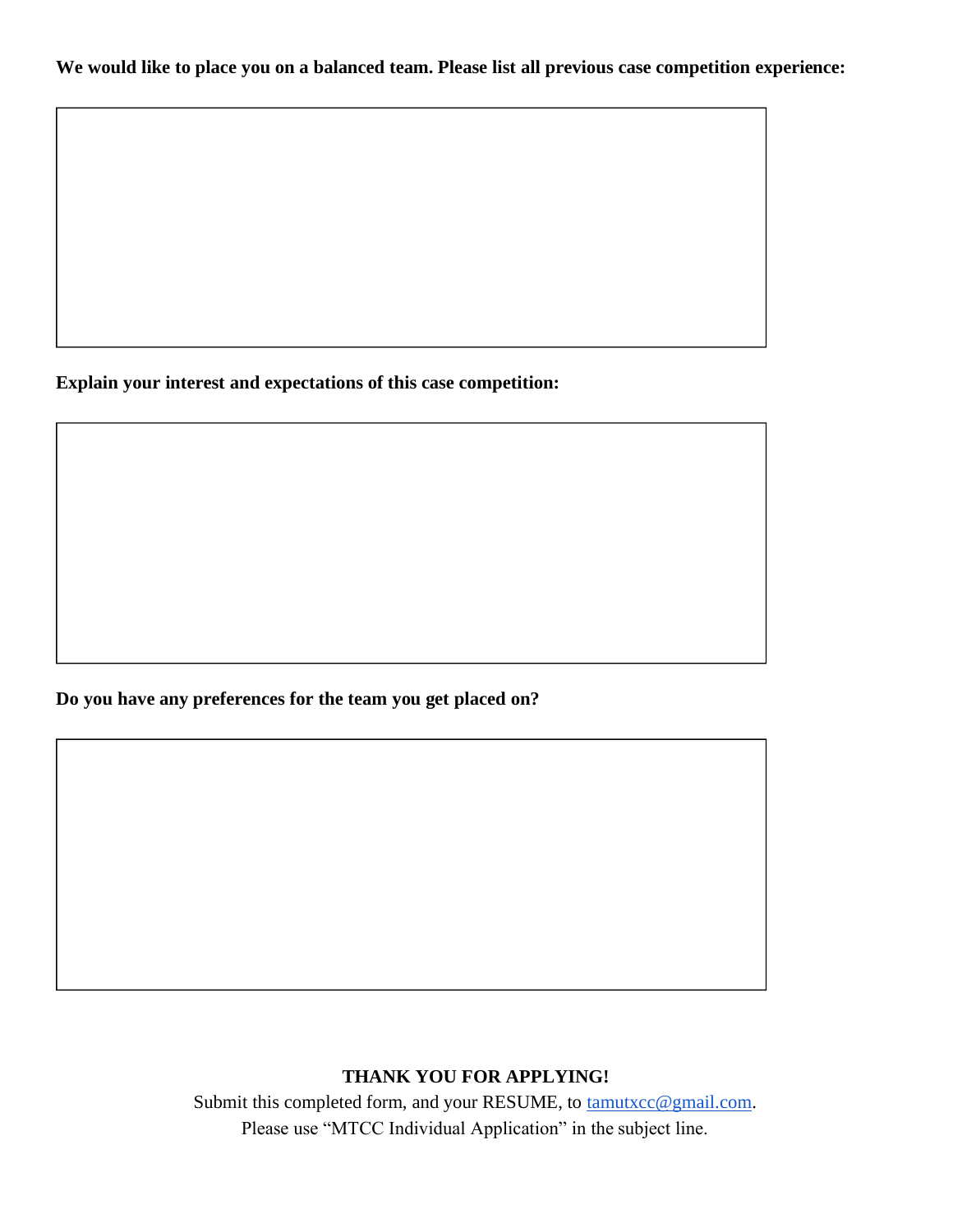**We would like to place you on a balanced team. Please list all previous case competition experience:**

**Explain your interest and expectations of this case competition:**

**Do you have any preferences for the team you get placed on?**

**THANK YOU FOR APPLYING!**

Submit this completed form, and your RESUME, to [tamutxcc@gmail.com](mailto:tamutxcc@gmail.com).
Please use "MTCC Individual Application" in the subject line.